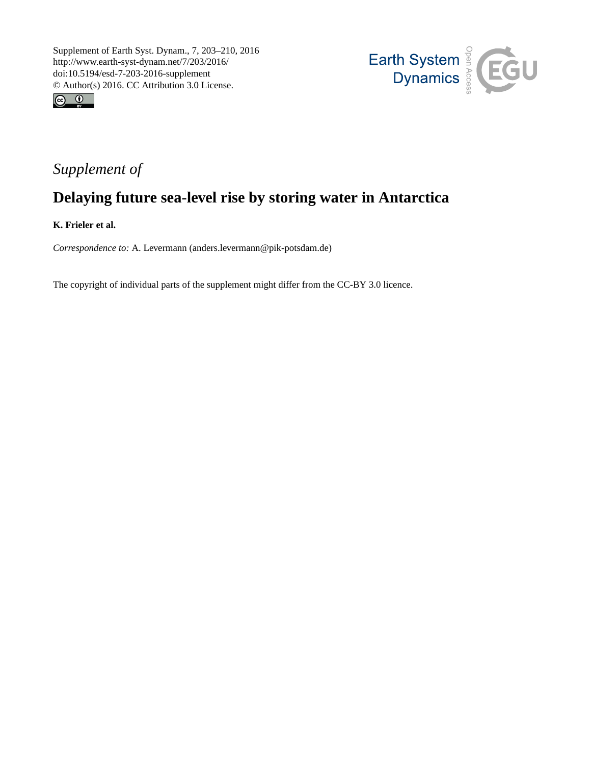Supplement of Earth Syst. Dynam., 7, 203–210, 2016
http://www.earth-syst-dynam.net/7/203/2016/
doi:10.5194/esd-7-203-2016-supplement
© Author(s) 2016. CC Attribution 3.0 License.

*Supplement of*

# Delaying future sea-level rise by storing water in Antarctica

**K. Frieler et al.**

*Correspondence to:* A. Levermann (anders.levermann@pik-potsdam.de)

The copyright of individual parts of the supplement might differ from the CC-BY 3.0 licence.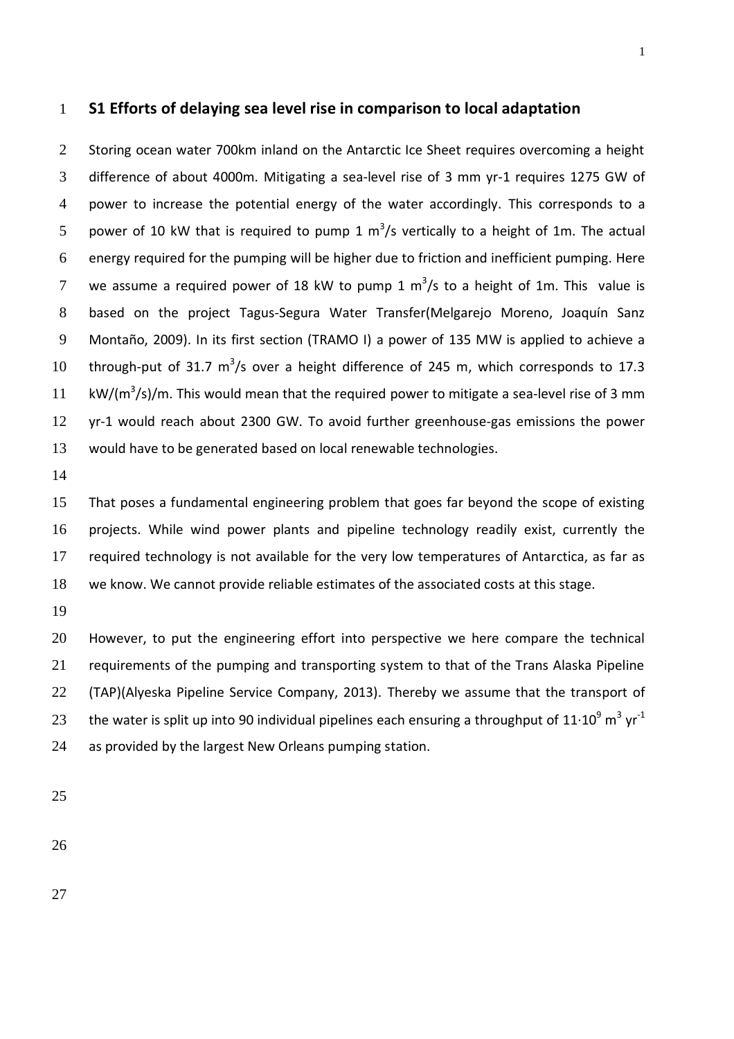## S1 Efforts of delaying sea level rise in comparison to local adaptation

Storing ocean water 700km inland on the Antarctic Ice Sheet requires overcoming a height difference of about 4000m. Mitigating a sea-level rise of 3 mm yr-1 requires 1275 GW of power to increase the potential energy of the water accordingly. This corresponds to a power of 10 kW that is required to pump 1 $m^3$/s vertically to a height of 1m. The actual energy required for the pumping will be higher due to friction and inefficient pumping. Here we assume a required power of 18 kW to pump 1 $m^3$/s to a height of 1m. This value is based on the project Tagus-Segura Water Transfer(Melgarejo Moreno, Joaquín Sanz Montaño, 2009). In its first section (TRAMO I) a power of 135 MW is applied to achieve a through-put of 31.7 $m^3$/s over a height difference of 245 m, which corresponds to 17.3 kW/($m^3$/s)/m. This would mean that the required power to mitigate a sea-level rise of 3 mm yr-1 would reach about 2300 GW. To avoid further greenhouse-gas emissions the power would have to be generated based on local renewable technologies.

That poses a fundamental engineering problem that goes far beyond the scope of existing projects. While wind power plants and pipeline technology readily exist, currently the required technology is not available for the very low temperatures of Antarctica, as far as we know. We cannot provide reliable estimates of the associated costs at this stage.

However, to put the engineering effort into perspective we here compare the technical requirements of the pumping and transporting system to that of the Trans Alaska Pipeline (TAP)(Alyeska Pipeline Service Company, 2013). Thereby we assume that the transport of the water is split up into 90 individual pipelines each ensuring a throughput of $11 \cdot 10^9$ $m^3$ $yr^{-1}$ as provided by the largest New Orleans pumping station.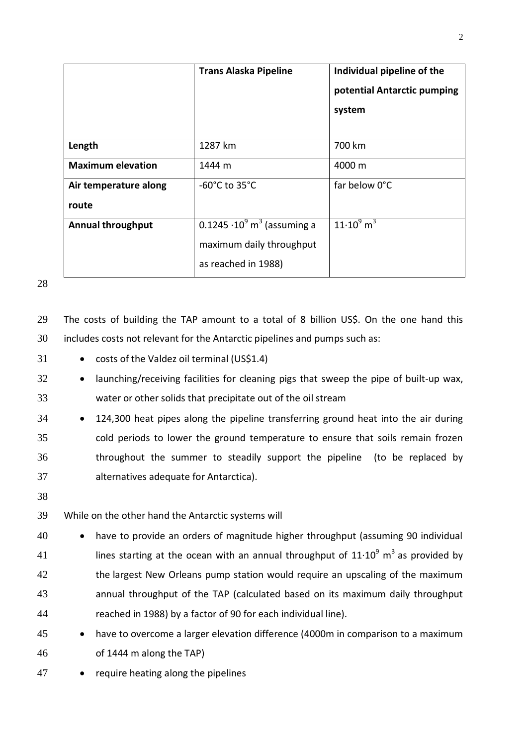| | **Trans Alaska Pipeline** | **Individual pipeline of the potential Antarctic pumping system** |
|---|---|---|
| **Length** | 1287 km | 700 km |
| **Maximum elevation** | 1444 m | 4000 m |
| **Air temperature along route** | -60°C to 35°C | far below 0°C |
| **Annual throughput** | $0.1245 \cdot 10^9$ m$^3$ (assuming a maximum daily throughput as reached in 1988) | $11 \cdot 10^9$ m$^3$ |

The costs of building the TAP amount to a total of 8 billion US$. On the one hand this includes costs not relevant for the Antarctic pipelines and pumps such as:

- costs of the Valdez oil terminal (US$1.4)
- launching/receiving facilities for cleaning pigs that sweep the pipe of built-up wax, water or other solids that precipitate out of the oil stream
- 124,300 heat pipes along the pipeline transferring ground heat into the air during cold periods to lower the ground temperature to ensure that soils remain frozen throughout the summer to steadily support the pipeline (to be replaced by alternatives adequate for Antarctica).

While on the other hand the Antarctic systems will

- have to provide an orders of magnitude higher throughput (assuming 90 individual lines starting at the ocean with an annual throughput of $11 \cdot 10^9$ m$^3$ as provided by the largest New Orleans pump station would require an upscaling of the maximum annual throughput of the TAP (calculated based on its maximum daily throughput reached in 1988) by a factor of 90 for each individual line).
- have to overcome a larger elevation difference (4000m in comparison to a maximum of 1444 m along the TAP)
- require heating along the pipelines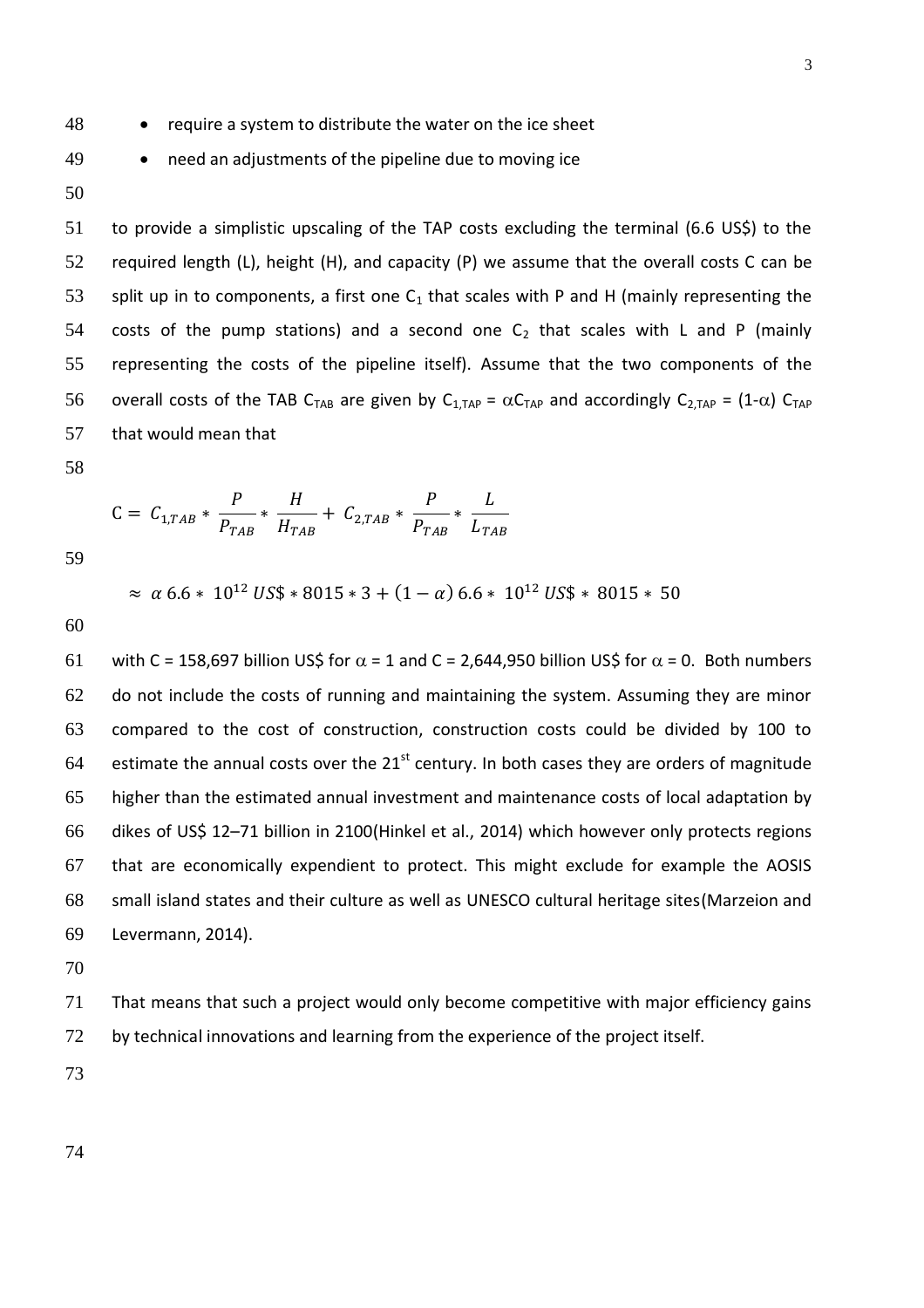- require a system to distribute the water on the ice sheet
- need an adjustments of the pipeline due to moving ice

to provide a simplistic upscaling of the TAP costs excluding the terminal (6.6 US$) to the required length (L), height (H), and capacity (P) we assume that the overall costs C can be split up in to components, a first one $C_1$ that scales with P and H (mainly representing the costs of the pump stations) and a second one $C_2$ that scales with L and P (mainly representing the costs of the pipeline itself). Assume that the two components of the overall costs of the TAB $C_{TAB}$ are given by $C_{1,TAP} = \alpha C_{TAP}$ and accordingly $C_{2,TAP} = (1-\alpha)\, C_{TAP}$ that would mean that

$$\mathrm{C} = C_{1,TAB} * \frac{P}{P_{TAB}} * \frac{H}{H_{TAB}} + C_{2,TAB} * \frac{P}{P_{TAB}} * \frac{L}{L_{TAB}}$$

$$\approx \alpha\, 6.6 * 10^{12}\, US\$ * 8015 * 3 + (1-\alpha)\, 6.6 * 10^{12}\, US\$ * 8015 * 50$$

with C = 158,697 billion US$ for $\alpha = 1$ and C = 2,644,950 billion US$ for $\alpha = 0$. Both numbers do not include the costs of running and maintaining the system. Assuming they are minor compared to the cost of construction, construction costs could be divided by 100 to estimate the annual costs over the 21st century. In both cases they are orders of magnitude higher than the estimated annual investment and maintenance costs of local adaptation by dikes of US$ 12–71 billion in 2100(Hinkel et al., 2014) which however only protects regions that are economically expendient to protect. This might exclude for example the AOSIS small island states and their culture as well as UNESCO cultural heritage sites(Marzeion and Levermann, 2014).

That means that such a project would only become competitive with major efficiency gains by technical innovations and learning from the experience of the project itself.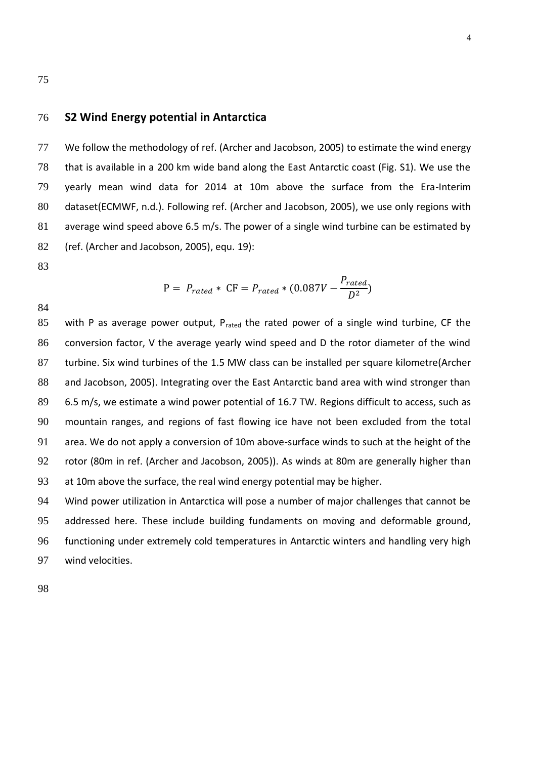## S2 Wind Energy potential in Antarctica

We follow the methodology of ref. (Archer and Jacobson, 2005) to estimate the wind energy that is available in a 200 km wide band along the East Antarctic coast (Fig. S1). We use the yearly mean wind data for 2014 at 10m above the surface from the Era-Interim dataset(ECMWF, n.d.). Following ref. (Archer and Jacobson, 2005), we use only regions with average wind speed above 6.5 m/s. The power of a single wind turbine can be estimated by (ref. (Archer and Jacobson, 2005), equ. 19):

$$\mathrm{P} = P_{rated} * \mathrm{CF} = P_{rated} * (0.087V - \frac{P_{rated}}{D^2})$$

with P as average power output, $P_{rated}$ the rated power of a single wind turbine, CF the conversion factor, V the average yearly wind speed and D the rotor diameter of the wind turbine. Six wind turbines of the 1.5 MW class can be installed per square kilometre(Archer and Jacobson, 2005). Integrating over the East Antarctic band area with wind stronger than 6.5 m/s, we estimate a wind power potential of 16.7 TW. Regions difficult to access, such as mountain ranges, and regions of fast flowing ice have not been excluded from the total area. We do not apply a conversion of 10m above-surface winds to such at the height of the rotor (80m in ref. (Archer and Jacobson, 2005)). As winds at 80m are generally higher than at 10m above the surface, the real wind energy potential may be higher.

Wind power utilization in Antarctica will pose a number of major challenges that cannot be addressed here. These include building fundaments on moving and deformable ground, functioning under extremely cold temperatures in Antarctic winters and handling very high wind velocities.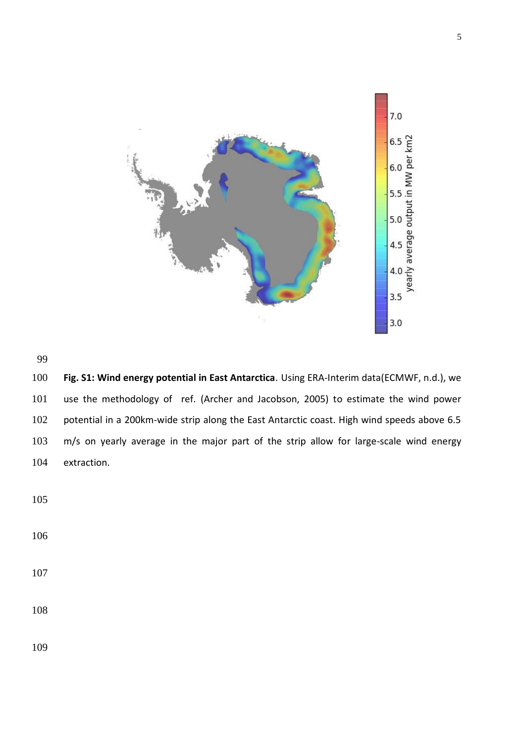**Fig. S1: Wind energy potential in East Antarctica**. Using ERA-Interim data(ECMWF, n.d.), we use the methodology of ref. (Archer and Jacobson, 2005) to estimate the wind power potential in a 200km-wide strip along the East Antarctic coast. High wind speeds above 6.5 m/s on yearly average in the major part of the strip allow for large-scale wind energy extraction.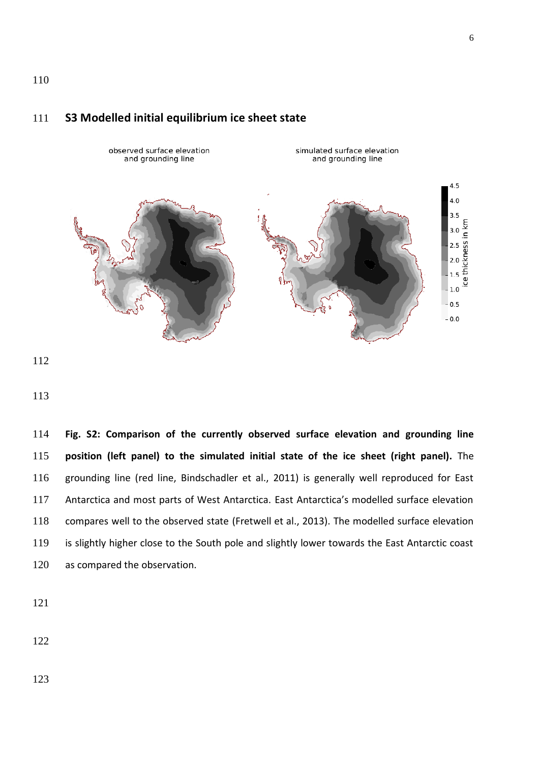## S3 Modelled initial equilibrium ice sheet state

**Fig. S2: Comparison of the currently observed surface elevation and grounding line position (left panel) to the simulated initial state of the ice sheet (right panel).** The grounding line (red line, Bindschadler et al., 2011) is generally well reproduced for East Antarctica and most parts of West Antarctica. East Antarctica's modelled surface elevation compares well to the observed state (Fretwell et al., 2013). The modelled surface elevation is slightly higher close to the South pole and slightly lower towards the East Antarctic coast as compared the observation.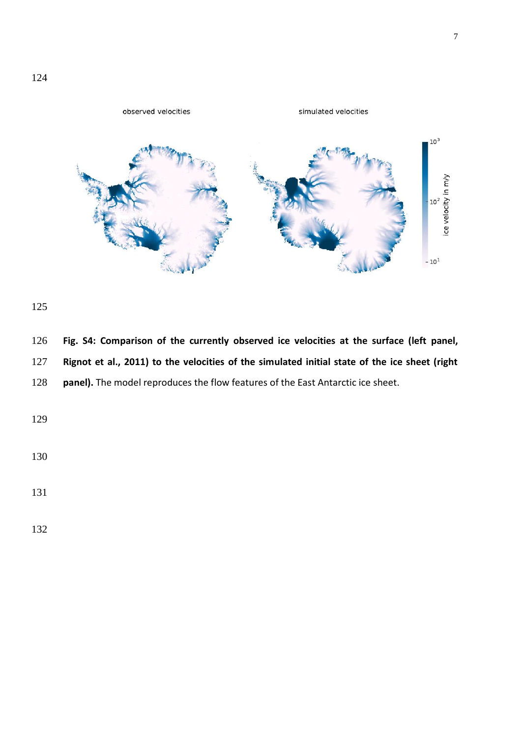**Fig. S4: Comparison of the currently observed ice velocities at the surface (left panel, Rignot et al., 2011) to the velocities of the simulated initial state of the ice sheet (right panel).** The model reproduces the flow features of the East Antarctic ice sheet.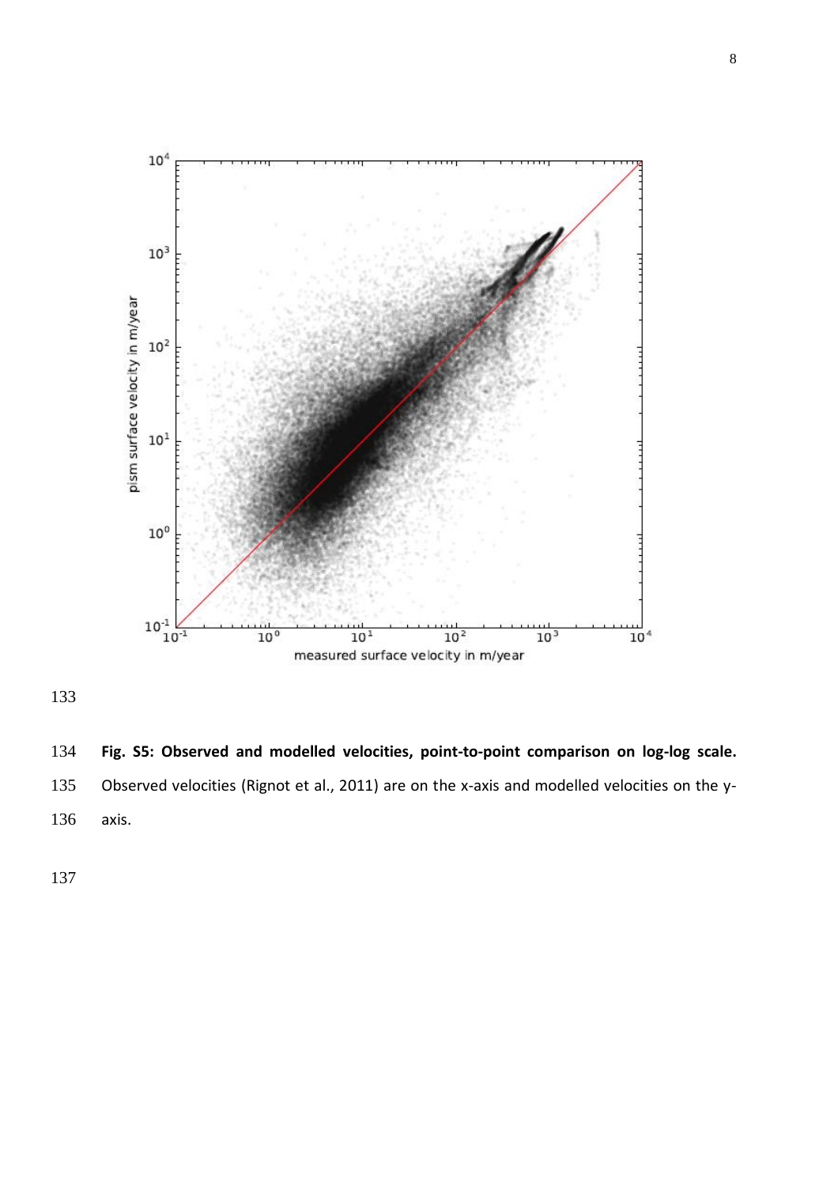**Fig. S5: Observed and modelled velocities, point-to-point comparison on log-log scale.** Observed velocities (Rignot et al., 2011) are on the x-axis and modelled velocities on the y-axis.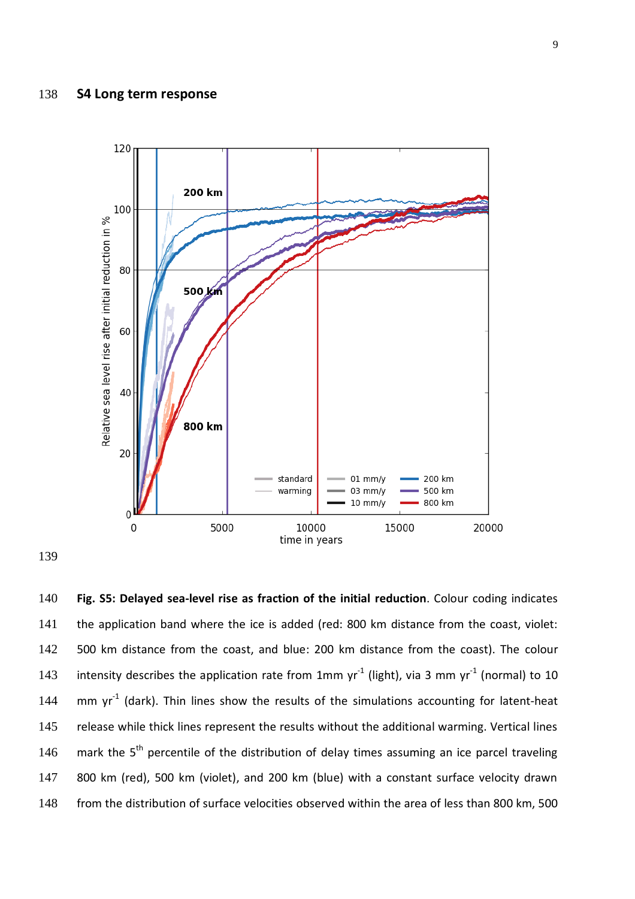## S4 Long term response

**Fig. S5: Delayed sea-level rise as fraction of the initial reduction**. Colour coding indicates the application band where the ice is added (red: 800 km distance from the coast, violet: 500 km distance from the coast, and blue: 200 km distance from the coast). The colour intensity describes the application rate from 1mm $yr^{-1}$ (light), via 3 mm $yr^{-1}$ (normal) to 10 mm $yr^{-1}$ (dark). Thin lines show the results of the simulations accounting for latent-heat release while thick lines represent the results without the additional warming. Vertical lines mark the $5^{th}$ percentile of the distribution of delay times assuming an ice parcel traveling 800 km (red), 500 km (violet), and 200 km (blue) with a constant surface velocity drawn from the distribution of surface velocities observed within the area of less than 800 km, 500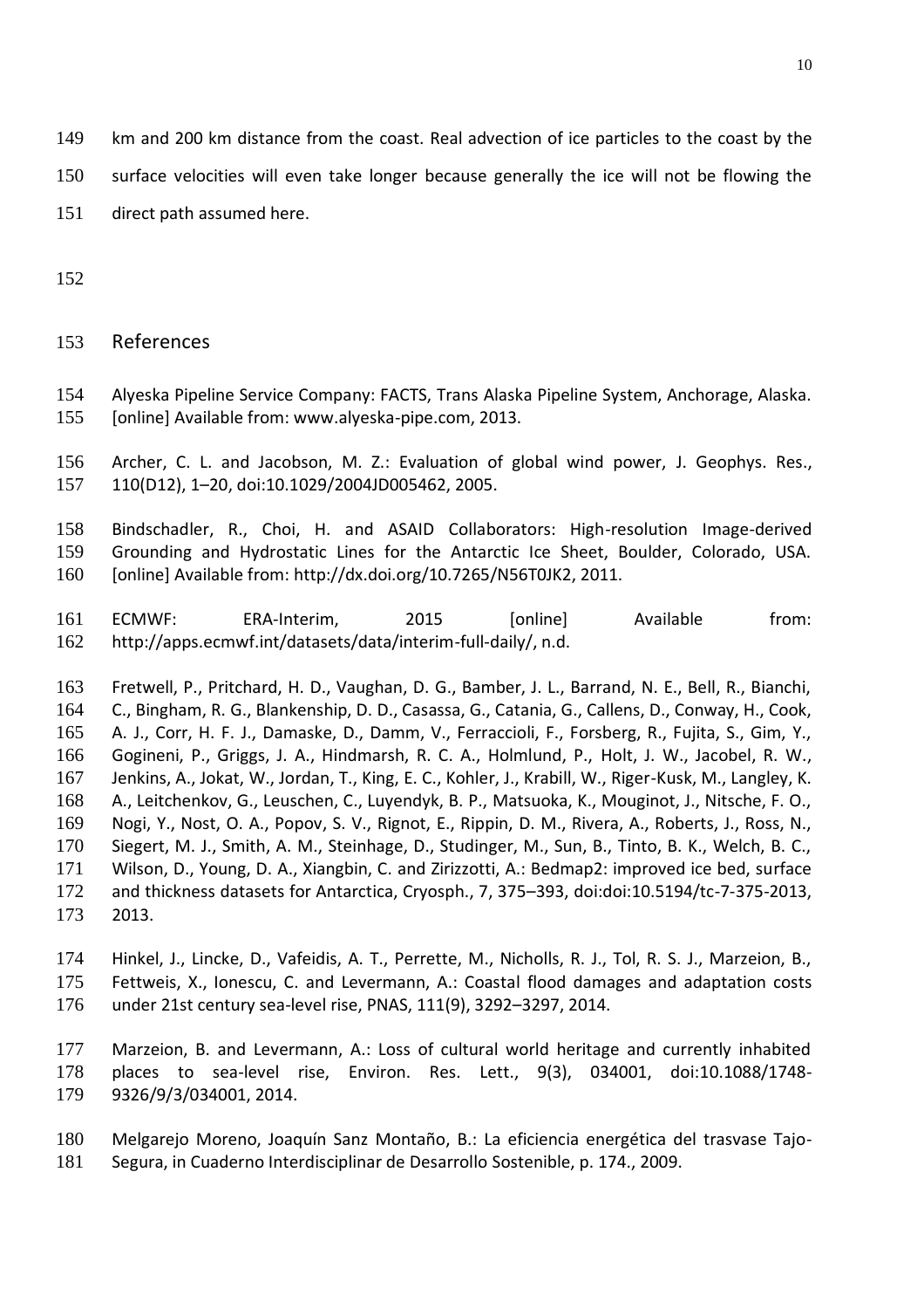km and 200 km distance from the coast. Real advection of ice particles to the coast by the surface velocities will even take longer because generally the ice will not be flowing the direct path assumed here.

## References

Alyeska Pipeline Service Company: FACTS, Trans Alaska Pipeline System, Anchorage, Alaska. [online] Available from: www.alyeska-pipe.com, 2013.

Archer, C. L. and Jacobson, M. Z.: Evaluation of global wind power, J. Geophys. Res., 110(D12), 1–20, doi:10.1029/2004JD005462, 2005.

Bindschadler, R., Choi, H. and ASAID Collaborators: High-resolution Image-derived Grounding and Hydrostatic Lines for the Antarctic Ice Sheet, Boulder, Colorado, USA. [online] Available from: http://dx.doi.org/10.7265/N56T0JK2, 2011.

ECMWF: ERA-Interim, 2015 [online] Available from: http://apps.ecmwf.int/datasets/data/interim-full-daily/, n.d.

Fretwell, P., Pritchard, H. D., Vaughan, D. G., Bamber, J. L., Barrand, N. E., Bell, R., Bianchi, C., Bingham, R. G., Blankenship, D. D., Casassa, G., Catania, G., Callens, D., Conway, H., Cook, A. J., Corr, H. F. J., Damaske, D., Damm, V., Ferraccioli, F., Forsberg, R., Fujita, S., Gim, Y., Gogineni, P., Griggs, J. A., Hindmarsh, R. C. A., Holmlund, P., Holt, J. W., Jacobel, R. W., Jenkins, A., Jokat, W., Jordan, T., King, E. C., Kohler, J., Krabill, W., Riger-Kusk, M., Langley, K. A., Leitchenkov, G., Leuschen, C., Luyendyk, B. P., Matsuoka, K., Mouginot, J., Nitsche, F. O., Nogi, Y., Nost, O. A., Popov, S. V., Rignot, E., Rippin, D. M., Rivera, A., Roberts, J., Ross, N., Siegert, M. J., Smith, A. M., Steinhage, D., Studinger, M., Sun, B., Tinto, B. K., Welch, B. C., Wilson, D., Young, D. A., Xiangbin, C. and Zirizzotti, A.: Bedmap2: improved ice bed, surface and thickness datasets for Antarctica, Cryosph., 7, 375–393, doi:doi:10.5194/tc-7-375-2013, 2013.

Hinkel, J., Lincke, D., Vafeidis, A. T., Perrette, M., Nicholls, R. J., Tol, R. S. J., Marzeion, B., Fettweis, X., Ionescu, C. and Levermann, A.: Coastal flood damages and adaptation costs under 21st century sea-level rise, PNAS, 111(9), 3292–3297, 2014.

Marzeion, B. and Levermann, A.: Loss of cultural world heritage and currently inhabited places to sea-level rise, Environ. Res. Lett., 9(3), 034001, doi:10.1088/1748-9326/9/3/034001, 2014.

Melgarejo Moreno, Joaquín Sanz Montaño, B.: La eficiencia energética del trasvase Tajo-Segura, in Cuaderno Interdisciplinar de Desarrollo Sostenible, p. 174., 2009.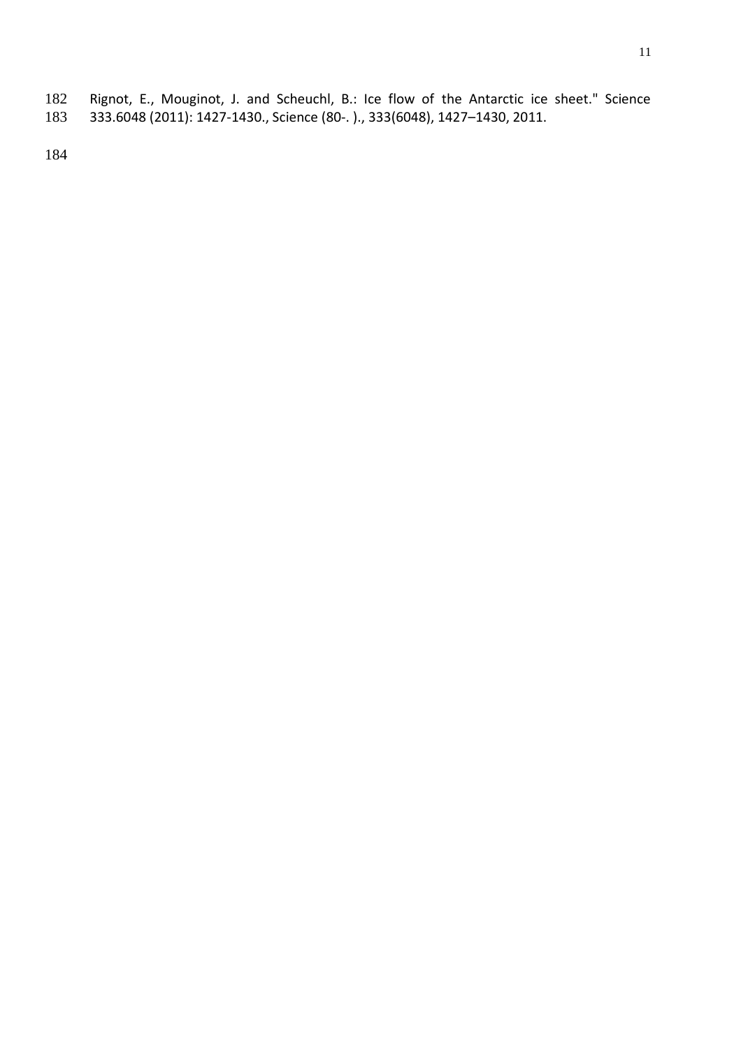Rignot, E., Mouginot, J. and Scheuchl, B.: Ice flow of the Antarctic ice sheet." Science 333.6048 (2011): 1427-1430., Science (80-. )., 333(6048), 1427–1430, 2011.